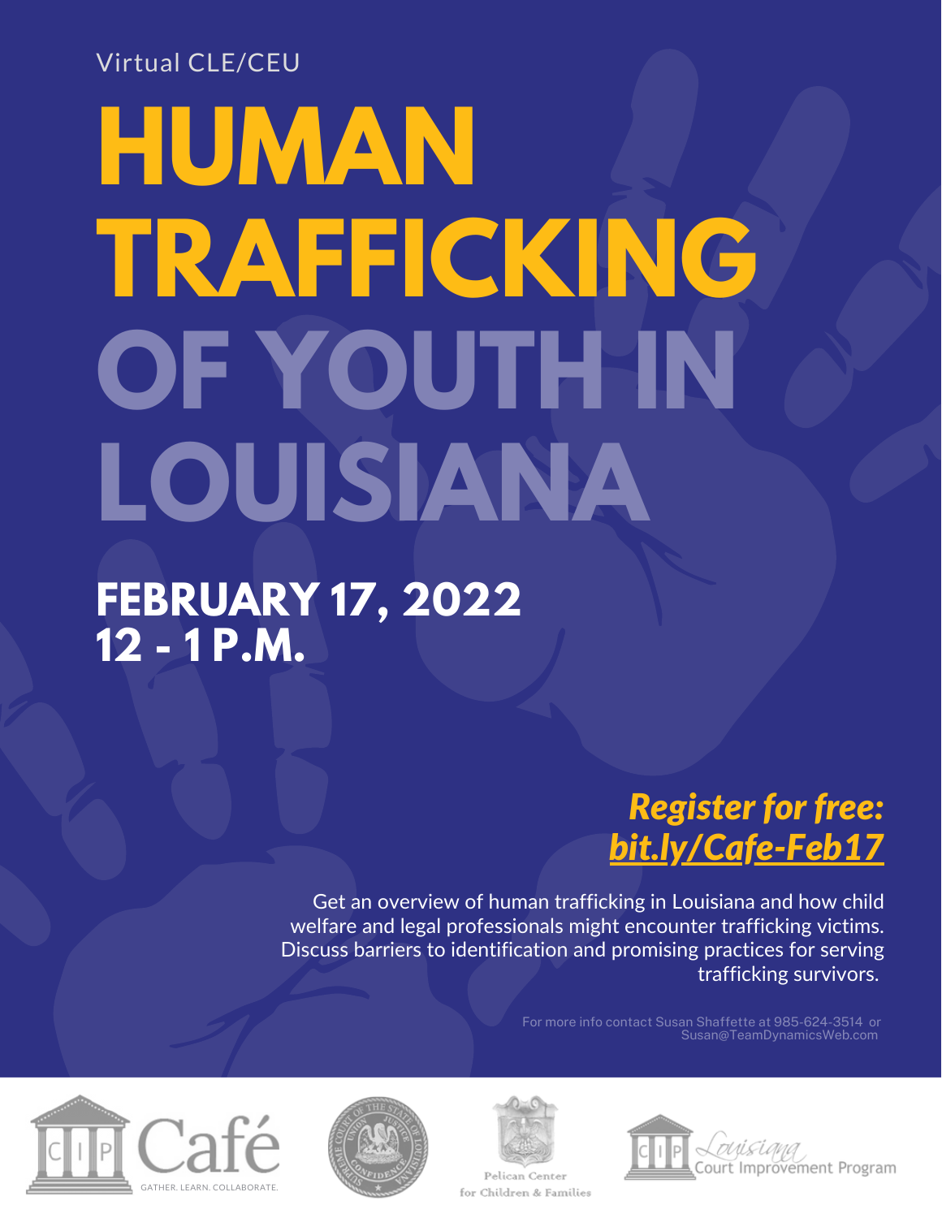Virtual CLE/CEU

# HUMAN TRAFFICKING OF YOUTH IN LOUISIANA

## FEBRUARY 17, 2022
## 12 - 1 P.M.

***Register for free:***
***bit.ly/Cafe-Feb17***

Get an overview of human trafficking in Louisiana and how child welfare and legal professionals might encounter trafficking victims. Discuss barriers to identification and promising practices for serving trafficking survivors.

For more info contact Susan Shaffette at 985-624-3514 or Susan@TeamDynamicsWeb.com

CIP Café — GATHER. LEARN. COLLABORATE.

Supreme Court of the State of Louisiana — Union Justice Confidence

Pelican Center for Children & Families

CIP Louisiana Court Improvement Program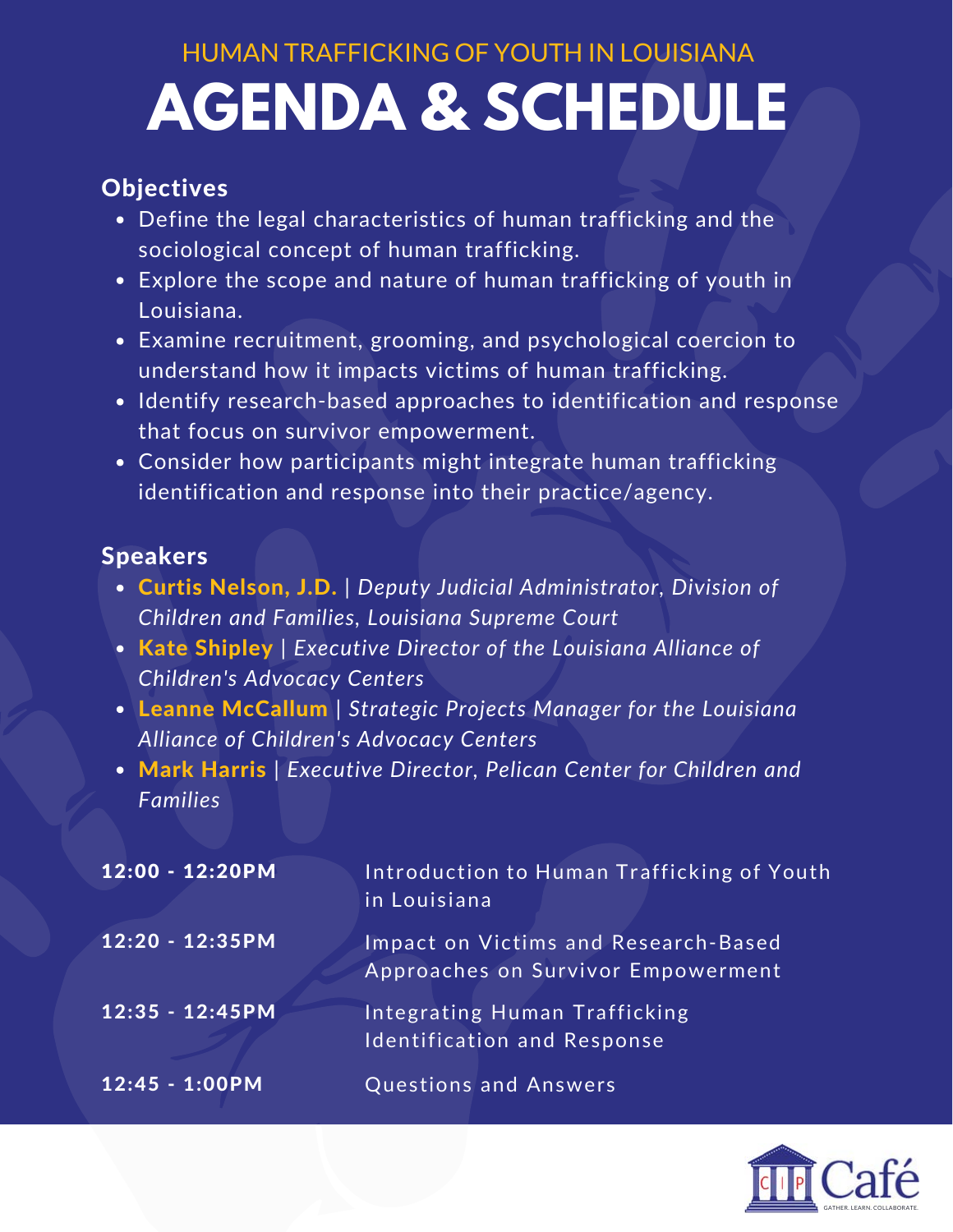HUMAN TRAFFICKING OF YOUTH IN LOUISIANA

# AGENDA & SCHEDULE

## Objectives

- Define the legal characteristics of human trafficking and the sociological concept of human trafficking.
- Explore the scope and nature of human trafficking of youth in Louisiana.
- Examine recruitment, grooming, and psychological coercion to understand how it impacts victims of human trafficking.
- Identify research-based approaches to identification and response that focus on survivor empowerment.
- Consider how participants might integrate human trafficking identification and response into their practice/agency.

## Speakers

- **Curtis Nelson, J.D.** | *Deputy Judicial Administrator, Division of Children and Families, Louisiana Supreme Court*
- **Kate Shipley** | *Executive Director of the Louisiana Alliance of Children's Advocacy Centers*
- **Leanne McCallum** | *Strategic Projects Manager for the Louisiana Alliance of Children's Advocacy Centers*
- **Mark Harris** | *Executive Director, Pelican Center for Children and Families*

| Time | Session |
| --- | --- |
| **12:00 - 12:20PM** | Introduction to Human Trafficking of Youth in Louisiana |
| **12:20 - 12:35PM** | Impact on Victims and Research-Based Approaches on Survivor Empowerment |
| **12:35 - 12:45PM** | Integrating Human Trafficking Identification and Response |
| **12:45 - 1:00PM** | Questions and Answers |

CIP Café
GATHER. LEARN. COLLABORATE.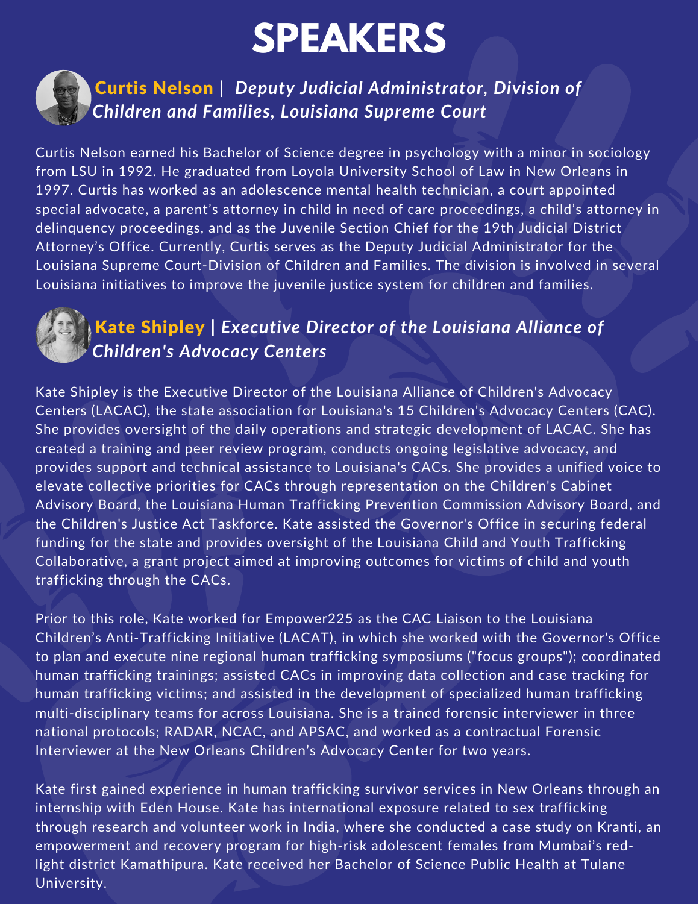# SPEAKERS

## **Curtis Nelson** | *Deputy Judicial Administrator, Division of Children and Families, Louisiana Supreme Court*

Curtis Nelson earned his Bachelor of Science degree in psychology with a minor in sociology from LSU in 1992. He graduated from Loyola University School of Law in New Orleans in 1997. Curtis has worked as an adolescence mental health technician, a court appointed special advocate, a parent's attorney in child in need of care proceedings, a child's attorney in delinquency proceedings, and as the Juvenile Section Chief for the 19th Judicial District Attorney's Office. Currently, Curtis serves as the Deputy Judicial Administrator for the Louisiana Supreme Court-Division of Children and Families. The division is involved in several Louisiana initiatives to improve the juvenile justice system for children and families.

## **Kate Shipley** | *Executive Director of the Louisiana Alliance of Children's Advocacy Centers*

Kate Shipley is the Executive Director of the Louisiana Alliance of Children's Advocacy Centers (LACAC), the state association for Louisiana's 15 Children's Advocacy Centers (CAC). She provides oversight of the daily operations and strategic development of LACAC. She has created a training and peer review program, conducts ongoing legislative advocacy, and provides support and technical assistance to Louisiana's CACs. She provides a unified voice to elevate collective priorities for CACs through representation on the Children's Cabinet Advisory Board, the Louisiana Human Trafficking Prevention Commission Advisory Board, and the Children's Justice Act Taskforce. Kate assisted the Governor's Office in securing federal funding for the state and provides oversight of the Louisiana Child and Youth Trafficking Collaborative, a grant project aimed at improving outcomes for victims of child and youth trafficking through the CACs.

Prior to this role, Kate worked for Empower225 as the CAC Liaison to the Louisiana Children's Anti-Trafficking Initiative (LACAT), in which she worked with the Governor's Office to plan and execute nine regional human trafficking symposiums ("focus groups"); coordinated human trafficking trainings; assisted CACs in improving data collection and case tracking for human trafficking victims; and assisted in the development of specialized human trafficking multi-disciplinary teams for across Louisiana. She is a trained forensic interviewer in three national protocols; RADAR, NCAC, and APSAC, and worked as a contractual Forensic Interviewer at the New Orleans Children's Advocacy Center for two years.

Kate first gained experience in human trafficking survivor services in New Orleans through an internship with Eden House. Kate has international exposure related to sex trafficking through research and volunteer work in India, where she conducted a case study on Kranti, an empowerment and recovery program for high-risk adolescent females from Mumbai's red-light district Kamathipura. Kate received her Bachelor of Science Public Health at Tulane University.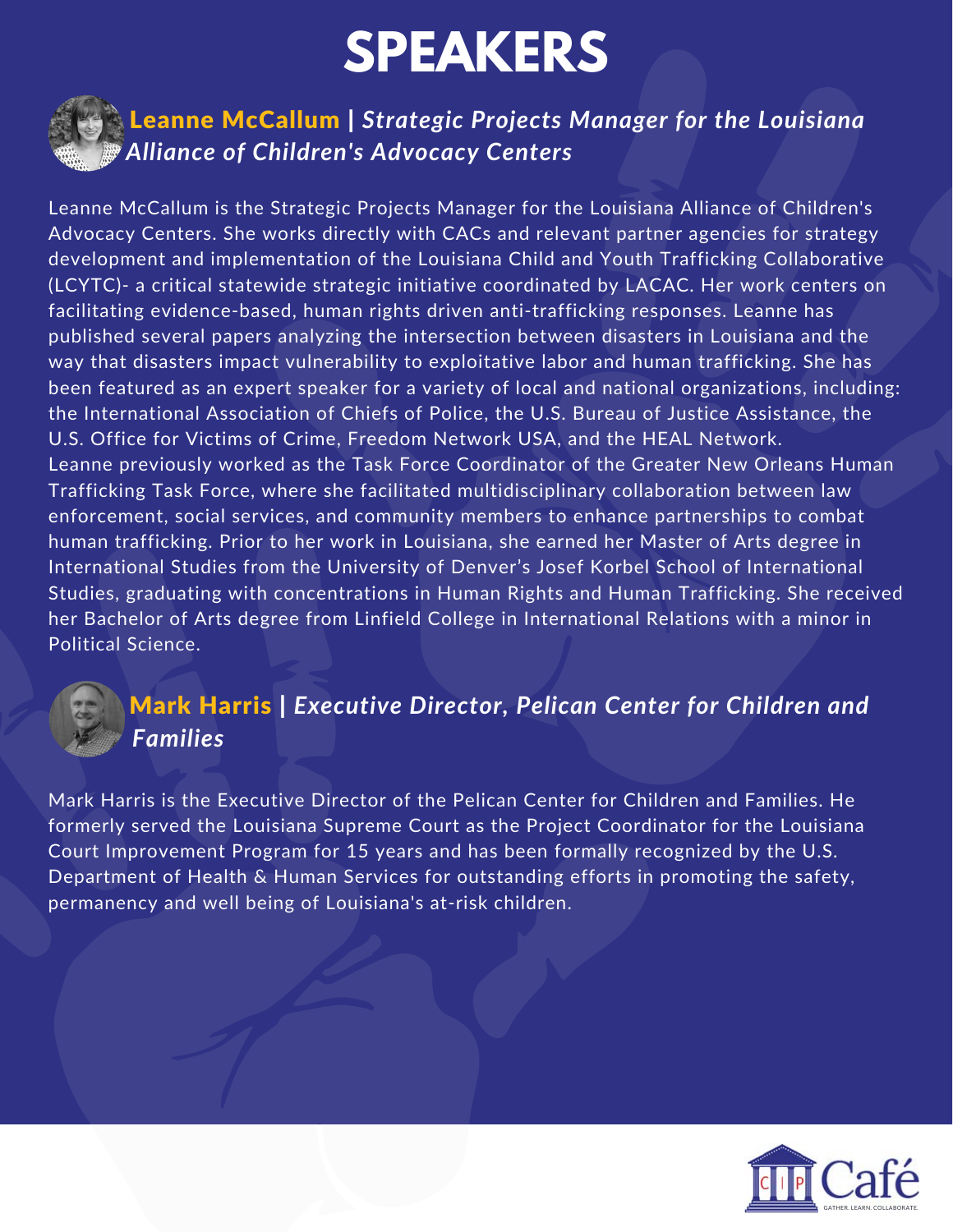# SPEAKERS

## **Leanne McCallum** | *Strategic Projects Manager for the Louisiana Alliance of Children's Advocacy Centers*

Leanne McCallum is the Strategic Projects Manager for the Louisiana Alliance of Children's Advocacy Centers. She works directly with CACs and relevant partner agencies for strategy development and implementation of the Louisiana Child and Youth Trafficking Collaborative (LCYTC)- a critical statewide strategic initiative coordinated by LACAC. Her work centers on facilitating evidence-based, human rights driven anti-trafficking responses. Leanne has published several papers analyzing the intersection between disasters in Louisiana and the way that disasters impact vulnerability to exploitative labor and human trafficking. She has been featured as an expert speaker for a variety of local and national organizations, including: the International Association of Chiefs of Police, the U.S. Bureau of Justice Assistance, the U.S. Office for Victims of Crime, Freedom Network USA, and the HEAL Network.
Leanne previously worked as the Task Force Coordinator of the Greater New Orleans Human Trafficking Task Force, where she facilitated multidisciplinary collaboration between law enforcement, social services, and community members to enhance partnerships to combat human trafficking. Prior to her work in Louisiana, she earned her Master of Arts degree in International Studies from the University of Denver's Josef Korbel School of International Studies, graduating with concentrations in Human Rights and Human Trafficking. She received her Bachelor of Arts degree from Linfield College in International Relations with a minor in Political Science.

## **Mark Harris** | *Executive Director, Pelican Center for Children and Families*

Mark Harris is the Executive Director of the Pelican Center for Children and Families. He formerly served the Louisiana Supreme Court as the Project Coordinator for the Louisiana Court Improvement Program for 15 years and has been formally recognized by the U.S. Department of Health & Human Services for outstanding efforts in promoting the safety, permanency and well being of Louisiana's at-risk children.

CIP Café
GATHER. LEARN. COLLABORATE.